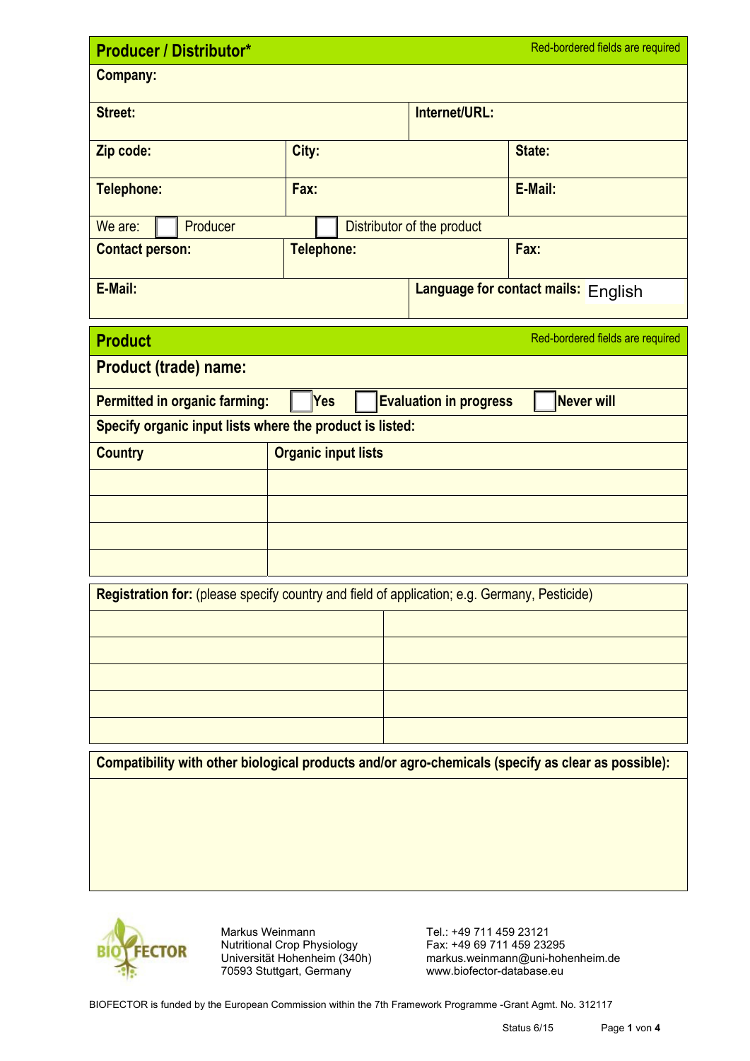## Producer / Distributor*

Red-bordered fields are required

| | | |
|---|---|---|
| **Company:** | | |
| **Street:** | | **Internet/URL:** |
| **Zip code:** | **City:** | **State:** |
| **Telephone:** | **Fax:** | **E-Mail:** |
| We are: ☐ Producer | ☐ Distributor of the product | |
| **Contact person:** | **Telephone:** | **Fax:** |
| **E-Mail:** | | **Language for contact mails:** English |

## Product

Red-bordered fields are required

**Product (trade) name:**

**Permitted in organic farming:** ☐ **Yes** ☐ **Evaluation in progress** ☐ **Never will**

**Specify organic input lists where the product is listed:**

| Country | Organic input lists |
|---|---|
| | |
| | |
| | |
| | |

**Registration for:** (please specify country and field of application; e.g. Germany, Pesticide)

| | |
|---|---|
| | |
| | |
| | |
| | |
| | |

**Compatibility with other biological products and/or agro-chemicals (specify as clear as possible):**

BIOFECTOR

Markus Weinmann
Nutritional Crop Physiology
Universität Hohenheim (340h)
70593 Stuttgart, Germany

Tel.: +49 711 459 23121
Fax: +49 69 711 459 23295
markus.weinmann@uni-hohenheim.de
www.biofector-database.eu

BIOFECTOR is funded by the European Commission within the 7th Framework Programme -Grant Agmt. No. 312117

Status 6/15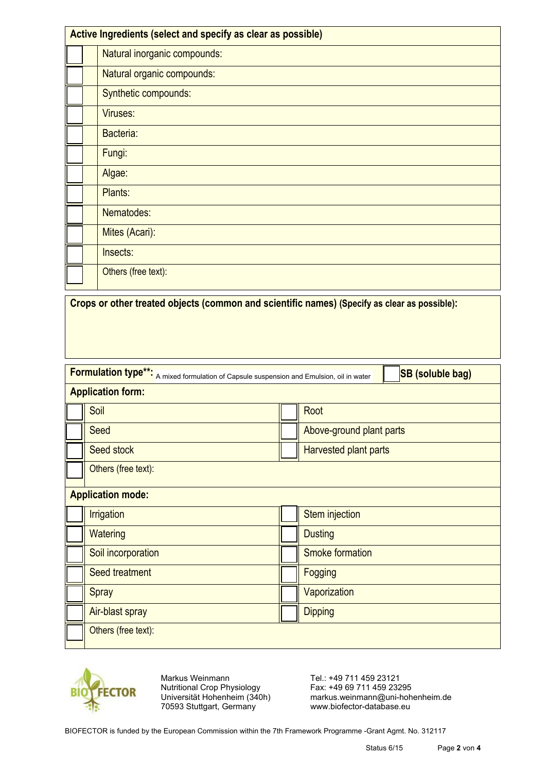| | Active Ingredients (select and specify as clear as possible) |
|---|---|
| ☐ | Natural inorganic compounds: |
| ☐ | Natural organic compounds: |
| ☐ | Synthetic compounds: |
| ☐ | Viruses: |
| ☐ | Bacteria: |
| ☐ | Fungi: |
| ☐ | Algae: |
| ☐ | Plants: |
| ☐ | Nematodes: |
| ☐ | Mites (Acari): |
| ☐ | Insects: |
| ☐ | Others (free text): |

**Crops or other treated objects (common and scientific names) (Specify as clear as possible):**

**Formulation type\*\*:** A mixed formulation of Capsule suspension and Emulsion, oil in water ☐ **SB (soluble bag)**

| | Application form: | | |
|---|---|---|---|
| ☐ | Soil | ☐ | Root |
| ☐ | Seed | ☐ | Above-ground plant parts |
| ☐ | Seed stock | ☐ | Harvested plant parts |
| ☐ | Others (free text): | | |

| | Application mode: | | |
|---|---|---|---|
| ☐ | Irrigation | ☐ | Stem injection |
| ☐ | Watering | ☐ | Dusting |
| ☐ | Soil incorporation | ☐ | Smoke formation |
| ☐ | Seed treatment | ☐ | Fogging |
| ☐ | Spray | ☐ | Vaporization |
| ☐ | Air-blast spray | ☐ | Dipping |
| ☐ | Others (free text): | | |

Markus Weinmann
Nutritional Crop Physiology
Universität Hohenheim (340h)
70593 Stuttgart, Germany

Tel.: +49 711 459 23121
Fax: +49 69 711 459 23295
markus.weinmann@uni-hohenheim.de
www.biofector-database.eu

BIOFECTOR is funded by the European Commission within the 7th Framework Programme -Grant Agmt. No. 312117

Status 6/15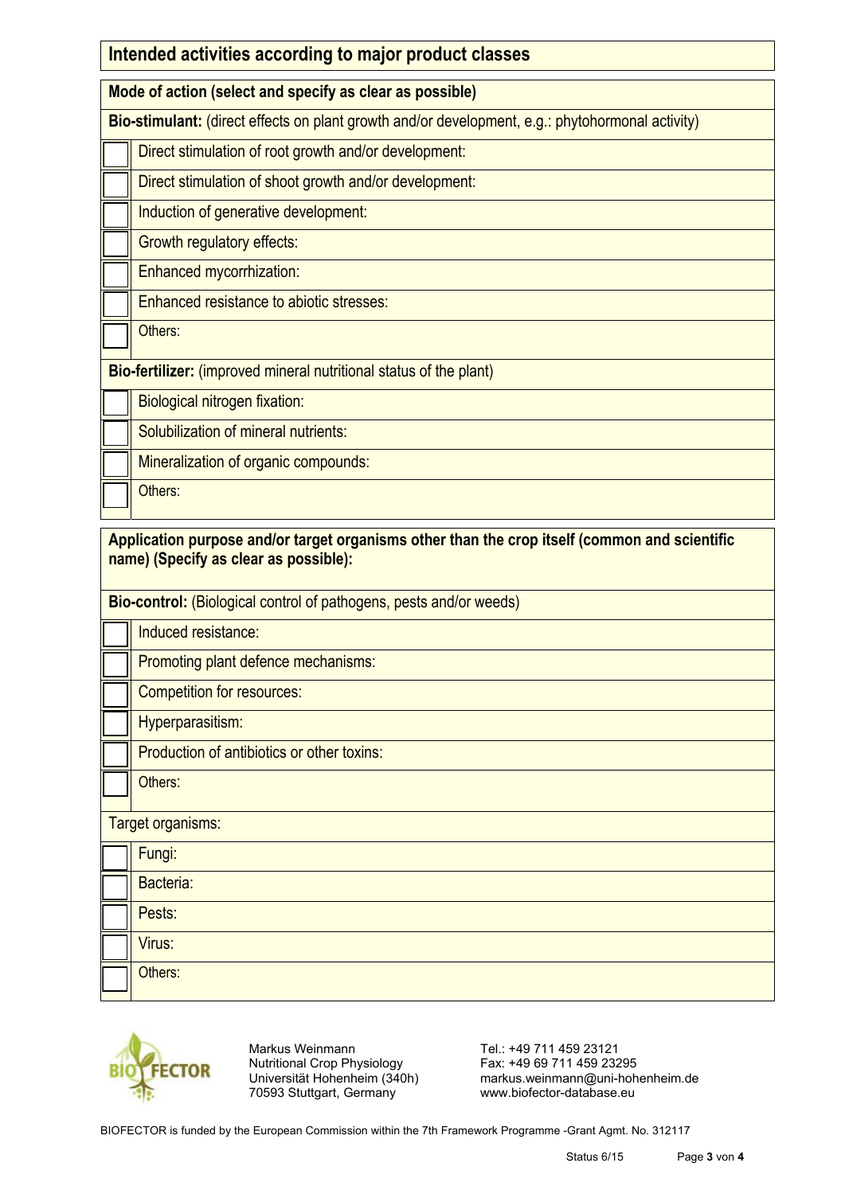## Intended activities according to major product classes

**Mode of action (select and specify as clear as possible)**

**Bio-stimulant:** (direct effects on plant growth and/or development, e.g.: phytohormonal activity)

| | |
|---|---|
| ☐ | Direct stimulation of root growth and/or development: |
| ☐ | Direct stimulation of shoot growth and/or development: |
| ☐ | Induction of generative development: |
| ☐ | Growth regulatory effects: |
| ☐ | Enhanced mycorrhization: |
| ☐ | Enhanced resistance to abiotic stresses: |
| ☐ | Others: |

**Bio-fertilizer:** (improved mineral nutritional status of the plant)

| | |
|---|---|
| ☐ | Biological nitrogen fixation: |
| ☐ | Solubilization of mineral nutrients: |
| ☐ | Mineralization of organic compounds: |
| ☐ | Others: |

**Application purpose and/or target organisms other than the crop itself (common and scientific name) (Specify as clear as possible):**

**Bio-control:** (Biological control of pathogens, pests and/or weeds)

| | |
|---|---|
| ☐ | Induced resistance: |
| ☐ | Promoting plant defence mechanisms: |
| ☐ | Competition for resources: |
| ☐ | Hyperparasitism: |
| ☐ | Production of antibiotics or other toxins: |
| ☐ | Others: |

Target organisms:

| | |
|---|---|
| ☐ | Fungi: |
| ☐ | Bacteria: |
| ☐ | Pests: |
| ☐ | Virus: |
| ☐ | Others: |

BIOFECTOR

Markus Weinmann
Nutritional Crop Physiology
Universität Hohenheim (340h)
70593 Stuttgart, Germany

Tel.: +49 711 459 23121
Fax: +49 69 711 459 23295
markus.weinmann@uni-hohenheim.de
www.biofector-database.eu

BIOFECTOR is funded by the European Commission within the 7th Framework Programme -Grant Agmt. No. 312117

Status 6/15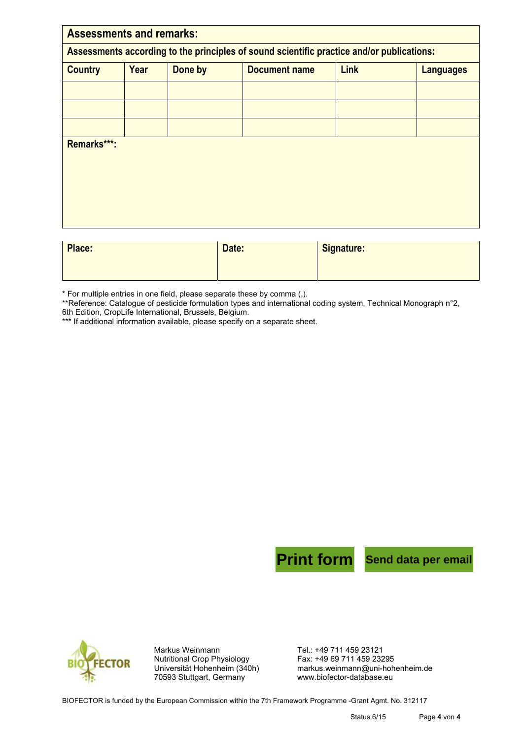## Assessments and remarks:

### Assessments according to the principles of sound scientific practice and/or publications:

| Country | Year | Done by | Document name | Link | Languages |
|---|---|---|---|---|---|
| | | | | | |
| | | | | | |
| | | | | | |

**Remarks\*\*\*:**

| Place: | Date: | Signature: |
|---|---|---|
| | | |

\* For multiple entries in one field, please separate these by comma (,).

\*\*Reference: Catalogue of pesticide formulation types and international coding system, Technical Monograph n°2, 6th Edition, CropLife International, Brussels, Belgium.

\*\*\* If additional information available, please specify on a separate sheet.

**Print form** **Send data per email**

Markus Weinmann
Nutritional Crop Physiology
Universität Hohenheim (340h)
70593 Stuttgart, Germany

Tel.: +49 711 459 23121
Fax: +49 69 711 459 23295
markus.weinmann@uni-hohenheim.de
www.biofector-database.eu

BIOFECTOR is funded by the European Commission within the 7th Framework Programme -Grant Agmt. No. 312117

Status 6/15